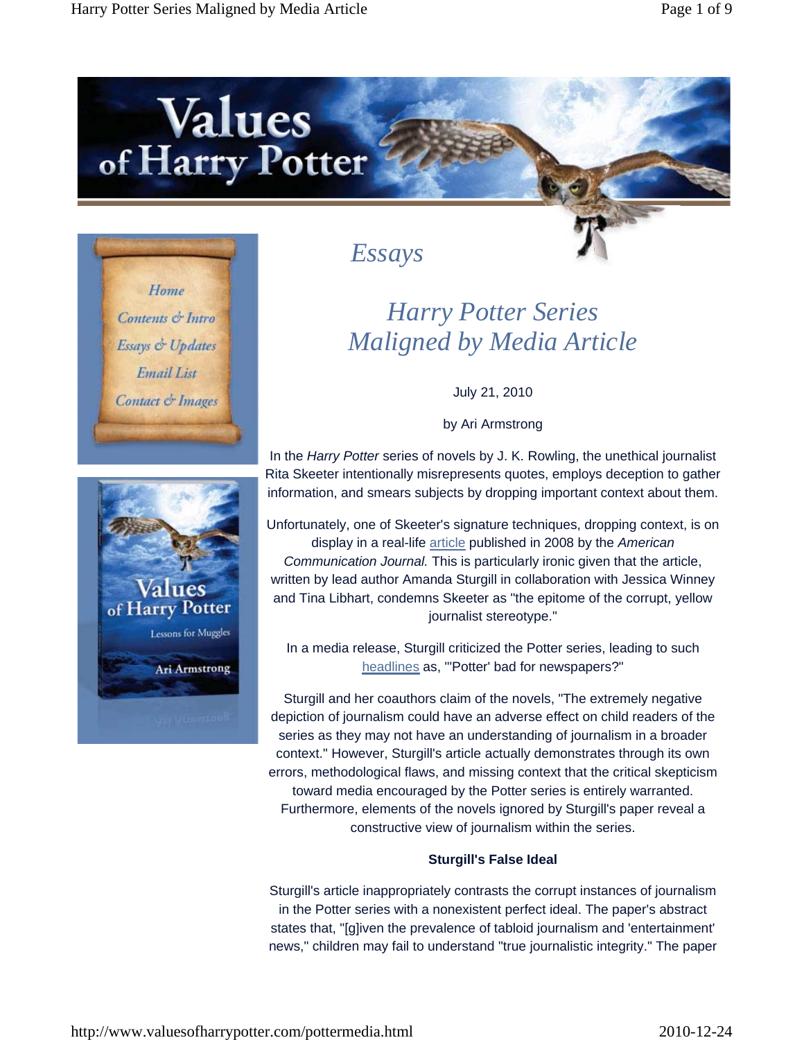Home

Contents & Intro

Essays & Updates

Email List

Contact & Images

## *Essays*

# *Harry Potter Series Maligned by Media Article*

July 21, 2010

by Ari Armstrong

In the *Harry Potter* series of novels by J. K. Rowling, the unethical journalist Rita Skeeter intentionally misrepresents quotes, employs deception to gather information, and smears subjects by dropping important context about them.

Unfortunately, one of Skeeter's signature techniques, dropping context, is on display in a real-life article published in 2008 by the *American Communication Journal.* This is particularly ironic given that the article, written by lead author Amanda Sturgill in collaboration with Jessica Winney and Tina Libhart, condemns Skeeter as "the epitome of the corrupt, yellow journalist stereotype."

In a media release, Sturgill criticized the Potter series, leading to such headlines as, "'Potter' bad for newspapers?"

Sturgill and her coauthors claim of the novels, "The extremely negative depiction of journalism could have an adverse effect on child readers of the series as they may not have an understanding of journalism in a broader context." However, Sturgill's article actually demonstrates through its own errors, methodological flaws, and missing context that the critical skepticism toward media encouraged by the Potter series is entirely warranted. Furthermore, elements of the novels ignored by Sturgill's paper reveal a constructive view of journalism within the series.

**Sturgill's False Ideal**

Sturgill's article inappropriately contrasts the corrupt instances of journalism in the Potter series with a nonexistent perfect ideal. The paper's abstract states that, "[g]iven the prevalence of tabloid journalism and 'entertainment' news," children may fail to understand "true journalistic integrity." The paper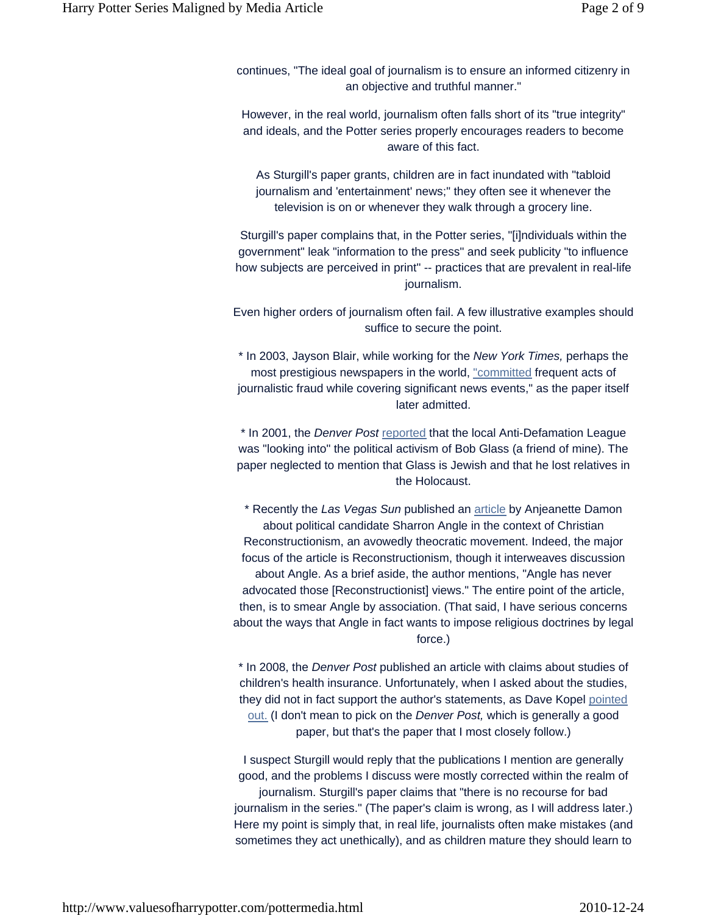continues, "The ideal goal of journalism is to ensure an informed citizenry in an objective and truthful manner."

However, in the real world, journalism often falls short of its "true integrity" and ideals, and the Potter series properly encourages readers to become aware of this fact.

As Sturgill's paper grants, children are in fact inundated with "tabloid journalism and 'entertainment' news;" they often see it whenever the television is on or whenever they walk through a grocery line.

Sturgill's paper complains that, in the Potter series, "[i]ndividuals within the government" leak "information to the press" and seek publicity "to influence how subjects are perceived in print" -- practices that are prevalent in real-life journalism.

Even higher orders of journalism often fail. A few illustrative examples should suffice to secure the point.

* In 2003, Jayson Blair, while working for the *New York Times,* perhaps the most prestigious newspapers in the world, "committed frequent acts of journalistic fraud while covering significant news events," as the paper itself later admitted.

* In 2001, the *Denver Post* reported that the local Anti-Defamation League was "looking into" the political activism of Bob Glass (a friend of mine). The paper neglected to mention that Glass is Jewish and that he lost relatives in the Holocaust.

* Recently the *Las Vegas Sun* published an article by Anjeanette Damon about political candidate Sharron Angle in the context of Christian Reconstructionism, an avowedly theocratic movement. Indeed, the major focus of the article is Reconstructionism, though it interweaves discussion about Angle. As a brief aside, the author mentions, "Angle has never advocated those [Reconstructionist] views." The entire point of the article, then, is to smear Angle by association. (That said, I have serious concerns about the ways that Angle in fact wants to impose religious doctrines by legal force.)

* In 2008, the *Denver Post* published an article with claims about studies of children's health insurance. Unfortunately, when I asked about the studies, they did not in fact support the author's statements, as Dave Kopel pointed out. (I don't mean to pick on the *Denver Post,* which is generally a good paper, but that's the paper that I most closely follow.)

I suspect Sturgill would reply that the publications I mention are generally good, and the problems I discuss were mostly corrected within the realm of journalism. Sturgill's paper claims that "there is no recourse for bad journalism in the series." (The paper's claim is wrong, as I will address later.) Here my point is simply that, in real life, journalists often make mistakes (and sometimes they act unethically), and as children mature they should learn to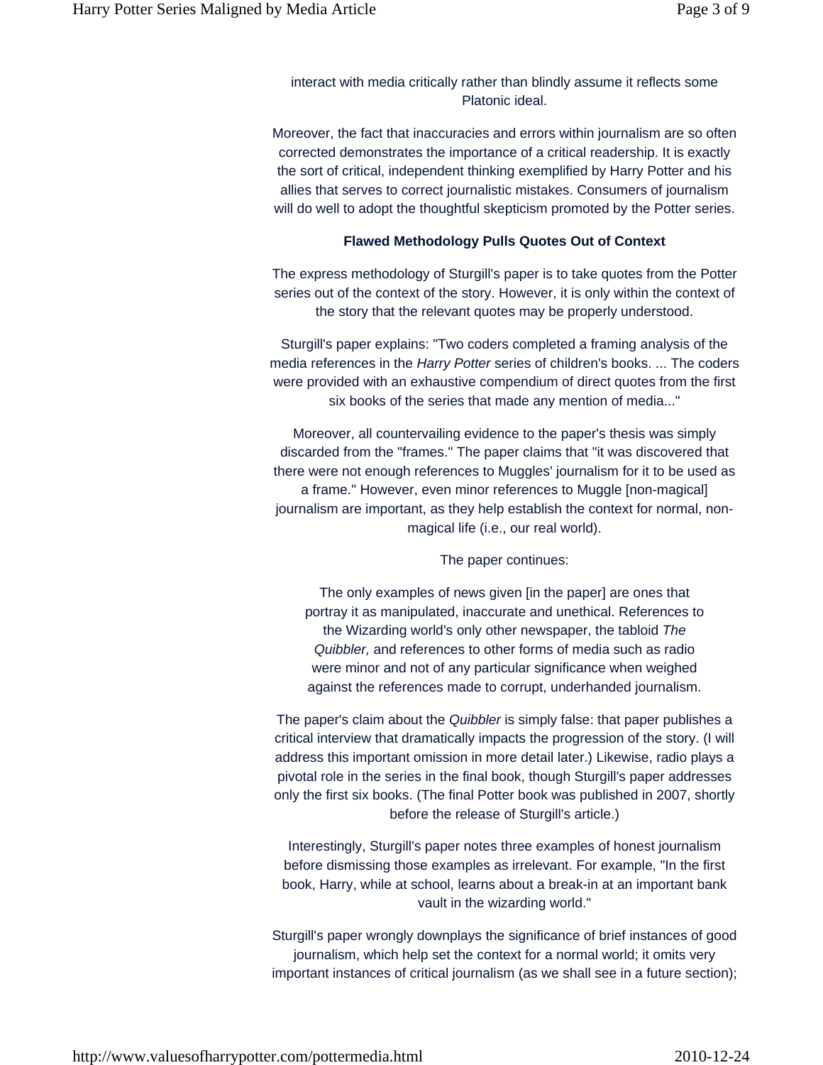interact with media critically rather than blindly assume it reflects some Platonic ideal.

Moreover, the fact that inaccuracies and errors within journalism are so often corrected demonstrates the importance of a critical readership. It is exactly the sort of critical, independent thinking exemplified by Harry Potter and his allies that serves to correct journalistic mistakes. Consumers of journalism will do well to adopt the thoughtful skepticism promoted by the Potter series.

**Flawed Methodology Pulls Quotes Out of Context**

The express methodology of Sturgill's paper is to take quotes from the Potter series out of the context of the story. However, it is only within the context of the story that the relevant quotes may be properly understood.

Sturgill's paper explains: "Two coders completed a framing analysis of the media references in the *Harry Potter* series of children's books. ... The coders were provided with an exhaustive compendium of direct quotes from the first six books of the series that made any mention of media..."

Moreover, all countervailing evidence to the paper's thesis was simply discarded from the "frames." The paper claims that "it was discovered that there were not enough references to Muggles' journalism for it to be used as a frame." However, even minor references to Muggle [non-magical] journalism are important, as they help establish the context for normal, non-magical life (i.e., our real world).

The paper continues:

> The only examples of news given [in the paper] are ones that portray it as manipulated, inaccurate and unethical. References to the Wizarding world's only other newspaper, the tabloid *The Quibbler,* and references to other forms of media such as radio were minor and not of any particular significance when weighed against the references made to corrupt, underhanded journalism.

The paper's claim about the *Quibbler* is simply false: that paper publishes a critical interview that dramatically impacts the progression of the story. (I will address this important omission in more detail later.) Likewise, radio plays a pivotal role in the series in the final book, though Sturgill's paper addresses only the first six books. (The final Potter book was published in 2007, shortly before the release of Sturgill's article.)

Interestingly, Sturgill's paper notes three examples of honest journalism before dismissing those examples as irrelevant. For example, "In the first book, Harry, while at school, learns about a break-in at an important bank vault in the wizarding world."

Sturgill's paper wrongly downplays the significance of brief instances of good journalism, which help set the context for a normal world; it omits very important instances of critical journalism (as we shall see in a future section);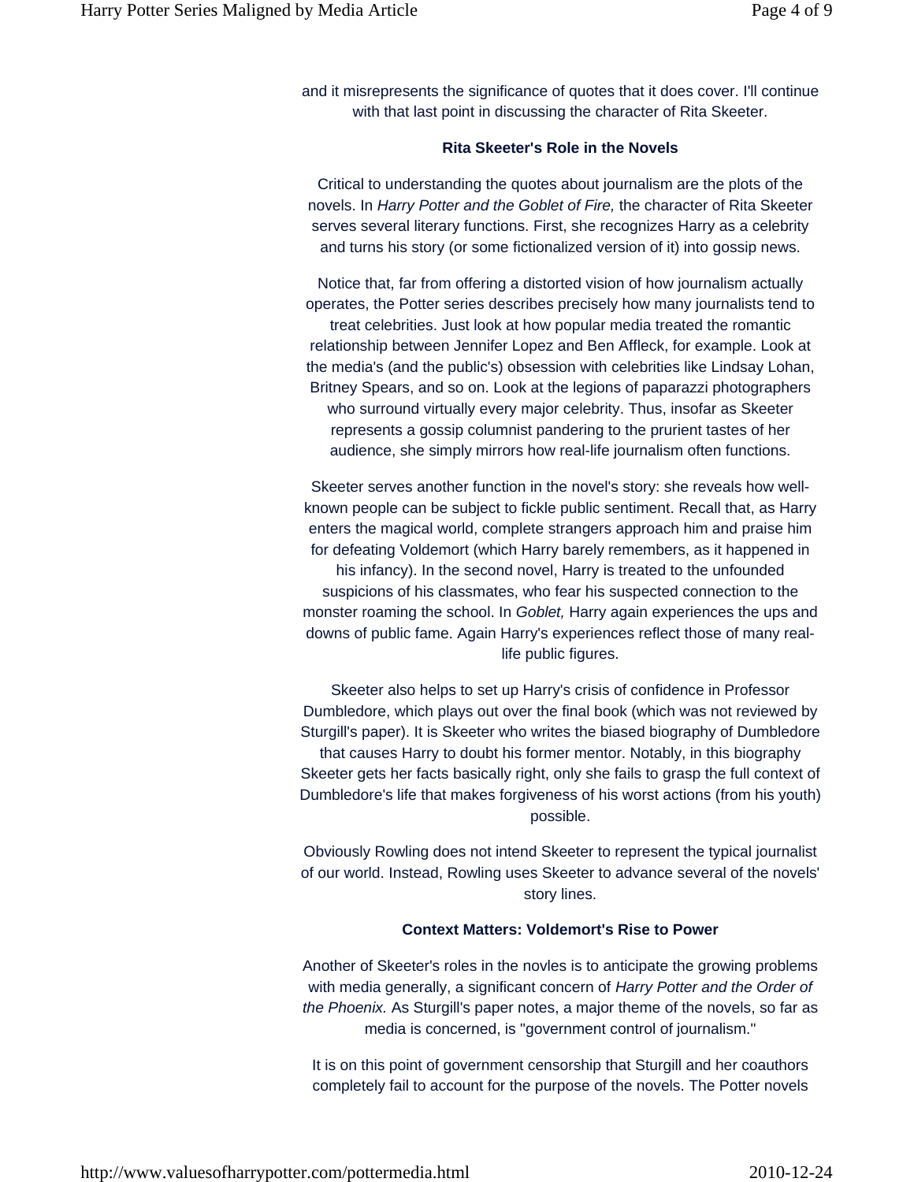and it misrepresents the significance of quotes that it does cover. I'll continue with that last point in discussing the character of Rita Skeeter.

### Rita Skeeter's Role in the Novels

Critical to understanding the quotes about journalism are the plots of the novels. In *Harry Potter and the Goblet of Fire,* the character of Rita Skeeter serves several literary functions. First, she recognizes Harry as a celebrity and turns his story (or some fictionalized version of it) into gossip news.

Notice that, far from offering a distorted vision of how journalism actually operates, the Potter series describes precisely how many journalists tend to treat celebrities. Just look at how popular media treated the romantic relationship between Jennifer Lopez and Ben Affleck, for example. Look at the media's (and the public's) obsession with celebrities like Lindsay Lohan, Britney Spears, and so on. Look at the legions of paparazzi photographers who surround virtually every major celebrity. Thus, insofar as Skeeter represents a gossip columnist pandering to the prurient tastes of her audience, she simply mirrors how real-life journalism often functions.

Skeeter serves another function in the novel's story: she reveals how well-known people can be subject to fickle public sentiment. Recall that, as Harry enters the magical world, complete strangers approach him and praise him for defeating Voldemort (which Harry barely remembers, as it happened in his infancy). In the second novel, Harry is treated to the unfounded suspicions of his classmates, who fear his suspected connection to the monster roaming the school. In *Goblet,* Harry again experiences the ups and downs of public fame. Again Harry's experiences reflect those of many real-life public figures.

Skeeter also helps to set up Harry's crisis of confidence in Professor Dumbledore, which plays out over the final book (which was not reviewed by Sturgill's paper). It is Skeeter who writes the biased biography of Dumbledore that causes Harry to doubt his former mentor. Notably, in this biography Skeeter gets her facts basically right, only she fails to grasp the full context of Dumbledore's life that makes forgiveness of his worst actions (from his youth) possible.

Obviously Rowling does not intend Skeeter to represent the typical journalist of our world. Instead, Rowling uses Skeeter to advance several of the novels' story lines.

### Context Matters: Voldemort's Rise to Power

Another of Skeeter's roles in the novles is to anticipate the growing problems with media generally, a significant concern of *Harry Potter and the Order of the Phoenix.* As Sturgill's paper notes, a major theme of the novels, so far as media is concerned, is "government control of journalism."

It is on this point of government censorship that Sturgill and her coauthors completely fail to account for the purpose of the novels. The Potter novels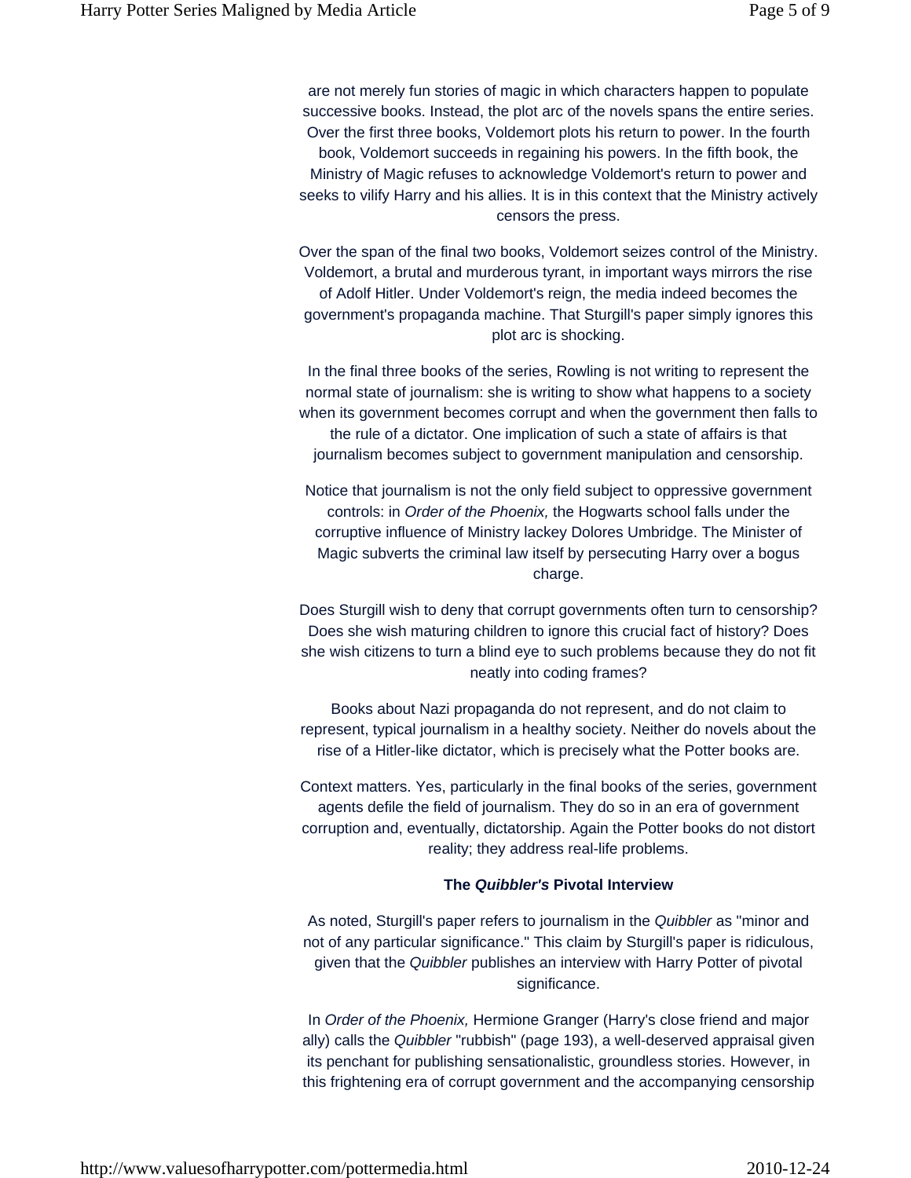are not merely fun stories of magic in which characters happen to populate successive books. Instead, the plot arc of the novels spans the entire series. Over the first three books, Voldemort plots his return to power. In the fourth book, Voldemort succeeds in regaining his powers. In the fifth book, the Ministry of Magic refuses to acknowledge Voldemort's return to power and seeks to vilify Harry and his allies. It is in this context that the Ministry actively censors the press.

Over the span of the final two books, Voldemort seizes control of the Ministry. Voldemort, a brutal and murderous tyrant, in important ways mirrors the rise of Adolf Hitler. Under Voldemort's reign, the media indeed becomes the government's propaganda machine. That Sturgill's paper simply ignores this plot arc is shocking.

In the final three books of the series, Rowling is not writing to represent the normal state of journalism: she is writing to show what happens to a society when its government becomes corrupt and when the government then falls to the rule of a dictator. One implication of such a state of affairs is that journalism becomes subject to government manipulation and censorship.

Notice that journalism is not the only field subject to oppressive government controls: in *Order of the Phoenix,* the Hogwarts school falls under the corruptive influence of Ministry lackey Dolores Umbridge. The Minister of Magic subverts the criminal law itself by persecuting Harry over a bogus charge.

Does Sturgill wish to deny that corrupt governments often turn to censorship? Does she wish maturing children to ignore this crucial fact of history? Does she wish citizens to turn a blind eye to such problems because they do not fit neatly into coding frames?

Books about Nazi propaganda do not represent, and do not claim to represent, typical journalism in a healthy society. Neither do novels about the rise of a Hitler-like dictator, which is precisely what the Potter books are.

Context matters. Yes, particularly in the final books of the series, government agents defile the field of journalism. They do so in an era of government corruption and, eventually, dictatorship. Again the Potter books do not distort reality; they address real-life problems.

### The *Quibbler's* Pivotal Interview

As noted, Sturgill's paper refers to journalism in the *Quibbler* as "minor and not of any particular significance." This claim by Sturgill's paper is ridiculous, given that the *Quibbler* publishes an interview with Harry Potter of pivotal significance.

In *Order of the Phoenix,* Hermione Granger (Harry's close friend and major ally) calls the *Quibbler* "rubbish" (page 193), a well-deserved appraisal given its penchant for publishing sensationalistic, groundless stories. However, in this frightening era of corrupt government and the accompanying censorship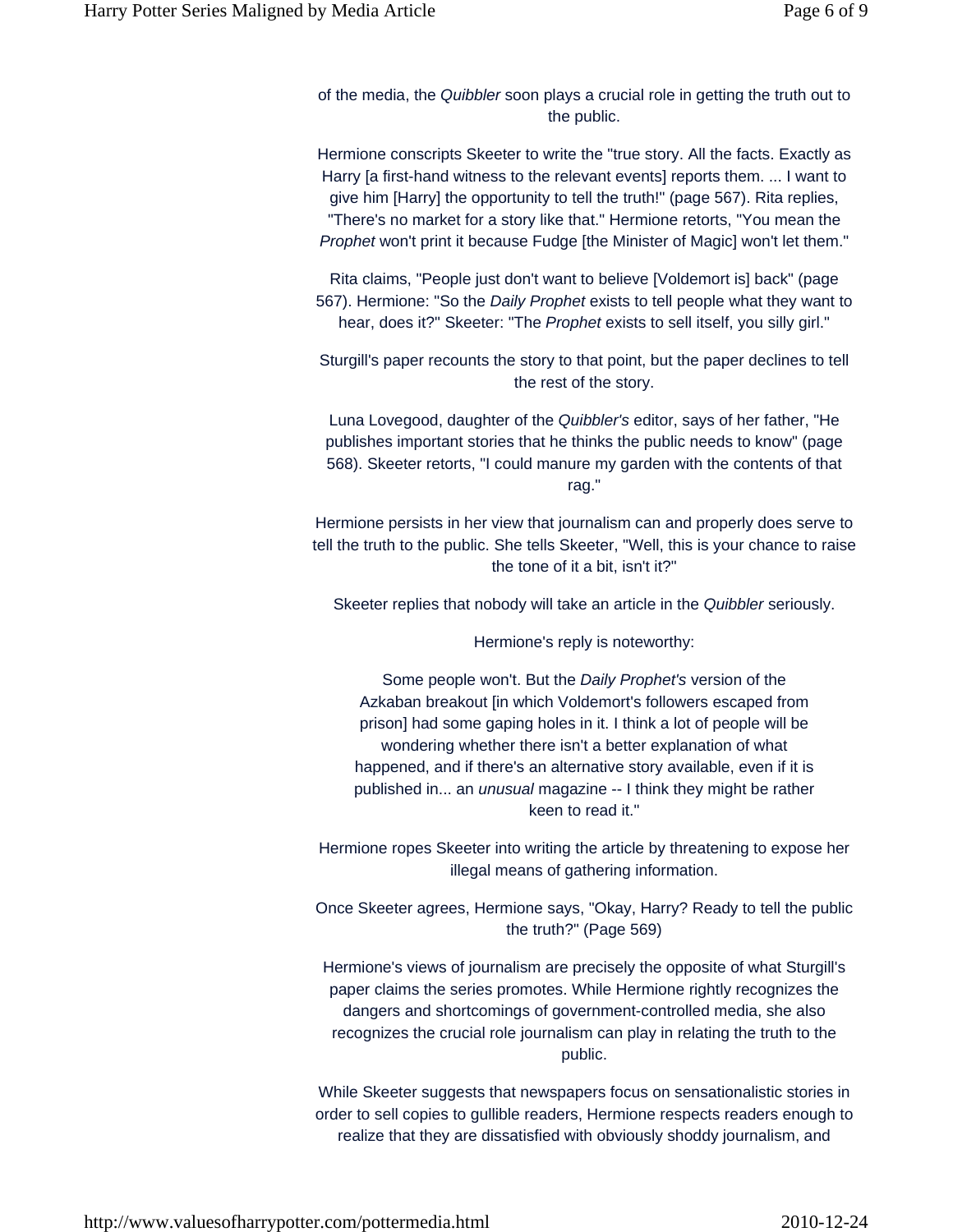of the media, the *Quibbler* soon plays a crucial role in getting the truth out to the public.

Hermione conscripts Skeeter to write the "true story. All the facts. Exactly as Harry [a first-hand witness to the relevant events] reports them. ... I want to give him [Harry] the opportunity to tell the truth!" (page 567). Rita replies, "There's no market for a story like that." Hermione retorts, "You mean the *Prophet* won't print it because Fudge [the Minister of Magic] won't let them."

Rita claims, "People just don't want to believe [Voldemort is] back" (page 567). Hermione: "So the *Daily Prophet* exists to tell people what they want to hear, does it?" Skeeter: "The *Prophet* exists to sell itself, you silly girl."

Sturgill's paper recounts the story to that point, but the paper declines to tell the rest of the story.

Luna Lovegood, daughter of the *Quibbler's* editor, says of her father, "He publishes important stories that he thinks the public needs to know" (page 568). Skeeter retorts, "I could manure my garden with the contents of that rag."

Hermione persists in her view that journalism can and properly does serve to tell the truth to the public. She tells Skeeter, "Well, this is your chance to raise the tone of it a bit, isn't it?"

Skeeter replies that nobody will take an article in the *Quibbler* seriously.

Hermione's reply is noteworthy:

> Some people won't. But the *Daily Prophet's* version of the Azkaban breakout [in which Voldemort's followers escaped from prison] had some gaping holes in it. I think a lot of people will be wondering whether there isn't a better explanation of what happened, and if there's an alternative story available, even if it is published in... an *unusual* magazine -- I think they might be rather keen to read it."

Hermione ropes Skeeter into writing the article by threatening to expose her illegal means of gathering information.

Once Skeeter agrees, Hermione says, "Okay, Harry? Ready to tell the public the truth?" (Page 569)

Hermione's views of journalism are precisely the opposite of what Sturgill's paper claims the series promotes. While Hermione rightly recognizes the dangers and shortcomings of government-controlled media, she also recognizes the crucial role journalism can play in relating the truth to the public.

While Skeeter suggests that newspapers focus on sensationalistic stories in order to sell copies to gullible readers, Hermione respects readers enough to realize that they are dissatisfied with obviously shoddy journalism, and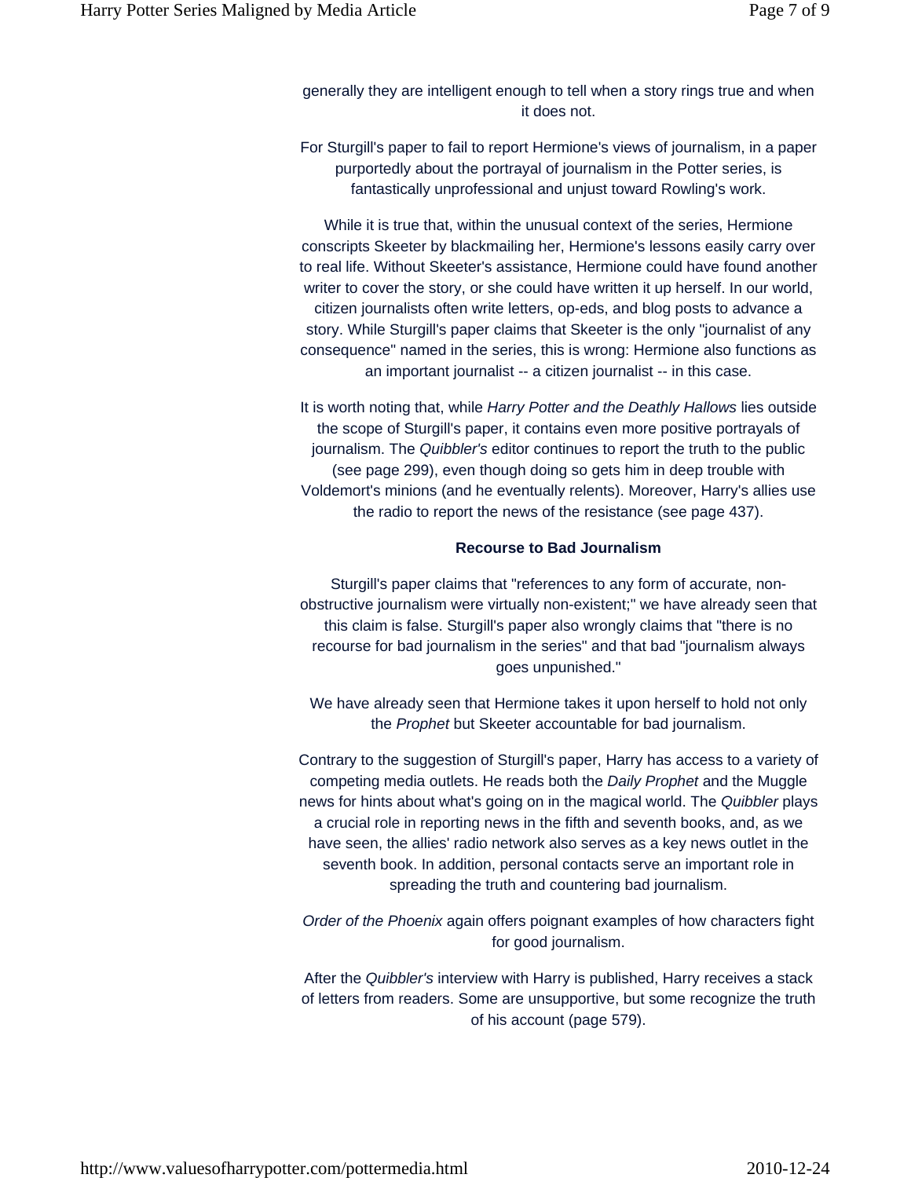generally they are intelligent enough to tell when a story rings true and when it does not.

For Sturgill's paper to fail to report Hermione's views of journalism, in a paper purportedly about the portrayal of journalism in the Potter series, is fantastically unprofessional and unjust toward Rowling's work.

While it is true that, within the unusual context of the series, Hermione conscripts Skeeter by blackmailing her, Hermione's lessons easily carry over to real life. Without Skeeter's assistance, Hermione could have found another writer to cover the story, or she could have written it up herself. In our world, citizen journalists often write letters, op-eds, and blog posts to advance a story. While Sturgill's paper claims that Skeeter is the only "journalist of any consequence" named in the series, this is wrong: Hermione also functions as an important journalist -- a citizen journalist -- in this case.

It is worth noting that, while *Harry Potter and the Deathly Hallows* lies outside the scope of Sturgill's paper, it contains even more positive portrayals of journalism. The *Quibbler's* editor continues to report the truth to the public (see page 299), even though doing so gets him in deep trouble with Voldemort's minions (and he eventually relents). Moreover, Harry's allies use the radio to report the news of the resistance (see page 437).

### Recourse to Bad Journalism

Sturgill's paper claims that "references to any form of accurate, non-obstructive journalism were virtually non-existent;" we have already seen that this claim is false. Sturgill's paper also wrongly claims that "there is no recourse for bad journalism in the series" and that bad "journalism always goes unpunished."

We have already seen that Hermione takes it upon herself to hold not only the *Prophet* but Skeeter accountable for bad journalism.

Contrary to the suggestion of Sturgill's paper, Harry has access to a variety of competing media outlets. He reads both the *Daily Prophet* and the Muggle news for hints about what's going on in the magical world. The *Quibbler* plays a crucial role in reporting news in the fifth and seventh books, and, as we have seen, the allies' radio network also serves as a key news outlet in the seventh book. In addition, personal contacts serve an important role in spreading the truth and countering bad journalism.

*Order of the Phoenix* again offers poignant examples of how characters fight for good journalism.

After the *Quibbler's* interview with Harry is published, Harry receives a stack of letters from readers. Some are unsupportive, but some recognize the truth of his account (page 579).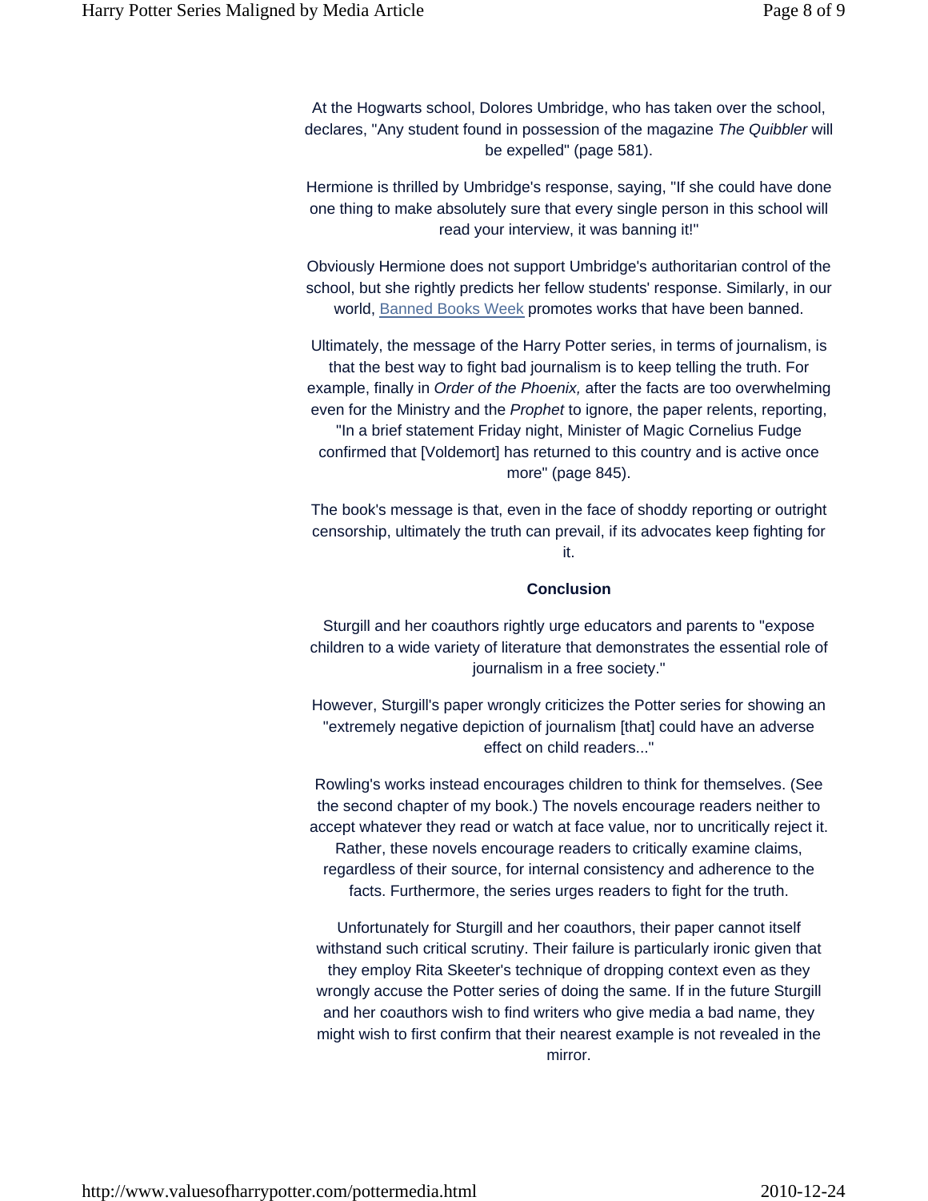At the Hogwarts school, Dolores Umbridge, who has taken over the school, declares, "Any student found in possession of the magazine *The Quibbler* will be expelled" (page 581).

Hermione is thrilled by Umbridge's response, saying, "If she could have done one thing to make absolutely sure that every single person in this school will read your interview, it was banning it!"

Obviously Hermione does not support Umbridge's authoritarian control of the school, but she rightly predicts her fellow students' response. Similarly, in our world, Banned Books Week promotes works that have been banned.

Ultimately, the message of the Harry Potter series, in terms of journalism, is that the best way to fight bad journalism is to keep telling the truth. For example, finally in *Order of the Phoenix,* after the facts are too overwhelming even for the Ministry and the *Prophet* to ignore, the paper relents, reporting, "In a brief statement Friday night, Minister of Magic Cornelius Fudge confirmed that [Voldemort] has returned to this country and is active once more" (page 845).

The book's message is that, even in the face of shoddy reporting or outright censorship, ultimately the truth can prevail, if its advocates keep fighting for it.

**Conclusion**

Sturgill and her coauthors rightly urge educators and parents to "expose children to a wide variety of literature that demonstrates the essential role of journalism in a free society."

However, Sturgill's paper wrongly criticizes the Potter series for showing an "extremely negative depiction of journalism [that] could have an adverse effect on child readers..."

Rowling's works instead encourages children to think for themselves. (See the second chapter of my book.) The novels encourage readers neither to accept whatever they read or watch at face value, nor to uncritically reject it. Rather, these novels encourage readers to critically examine claims, regardless of their source, for internal consistency and adherence to the facts. Furthermore, the series urges readers to fight for the truth.

Unfortunately for Sturgill and her coauthors, their paper cannot itself withstand such critical scrutiny. Their failure is particularly ironic given that they employ Rita Skeeter's technique of dropping context even as they wrongly accuse the Potter series of doing the same. If in the future Sturgill and her coauthors wish to find writers who give media a bad name, they might wish to first confirm that their nearest example is not revealed in the mirror.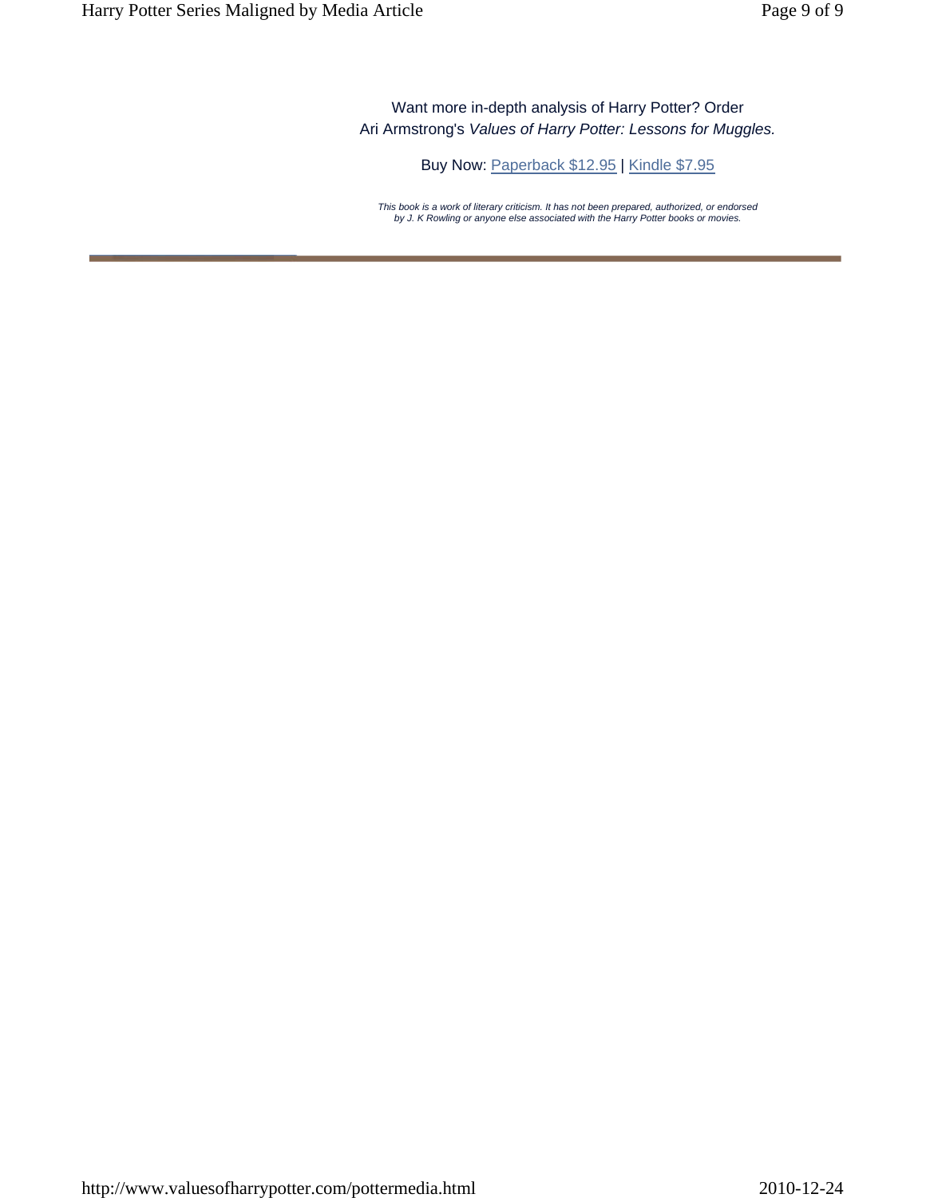Want more in-depth analysis of Harry Potter? Order Ari Armstrong's *Values of Harry Potter: Lessons for Muggles.*

Buy Now: Paperback $12.95 | Kindle $7.95

*This book is a work of literary criticism. It has not been prepared, authorized, or endorsed by J. K Rowling or anyone else associated with the Harry Potter books or movies.*